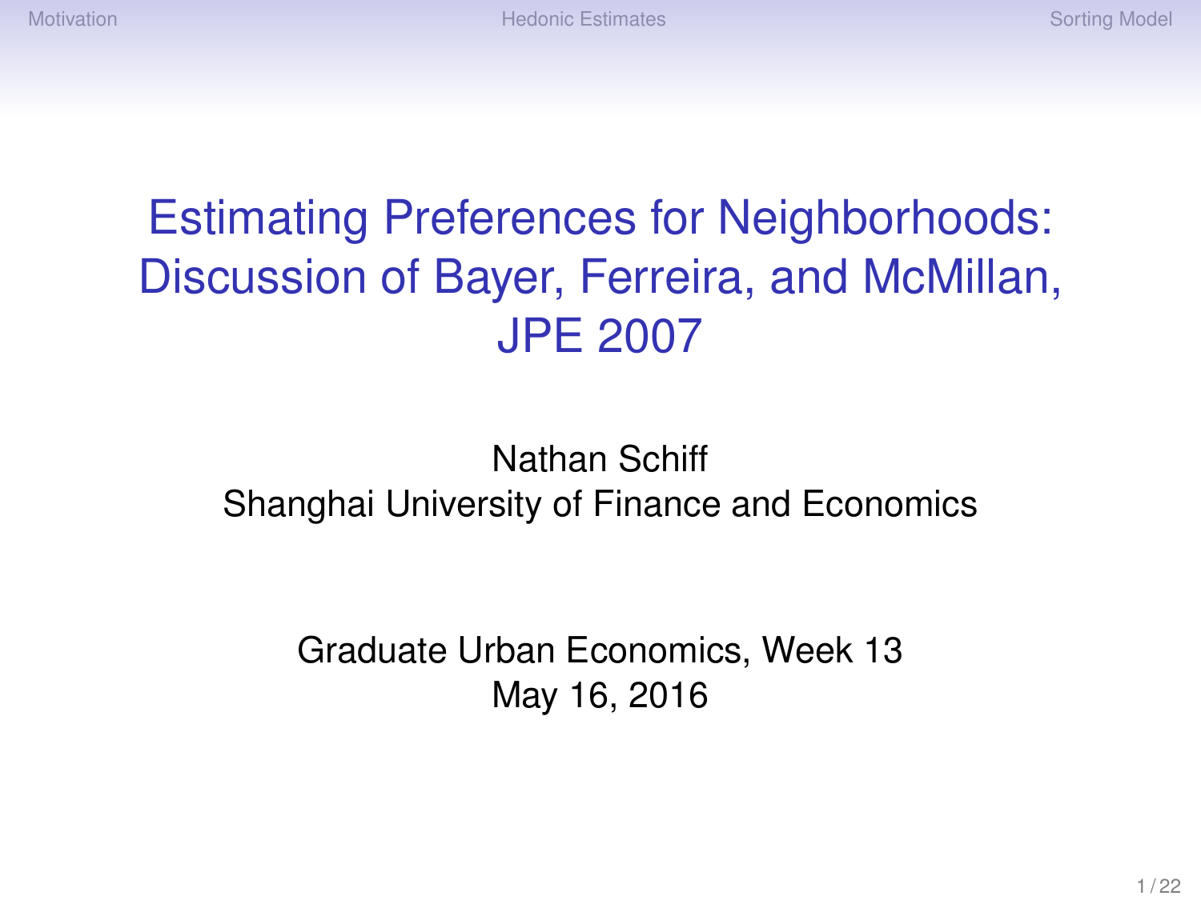# Estimating Preferences for Neighborhoods: Discussion of Bayer, Ferreira, and McMillan, JPE 2007

Nathan Schiff
Shanghai University of Finance and Economics

Graduate Urban Economics, Week 13
May 16, 2016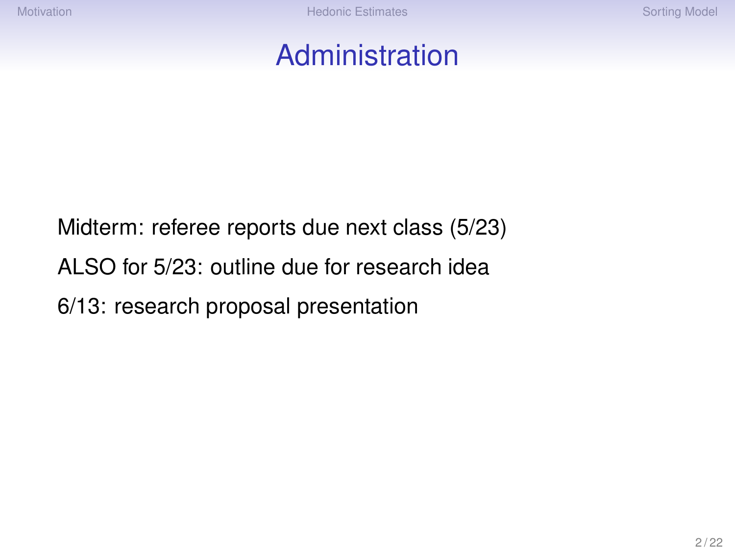# Administration

Midterm: referee reports due next class (5/23)

ALSO for 5/23: outline due for research idea

6/13: research proposal presentation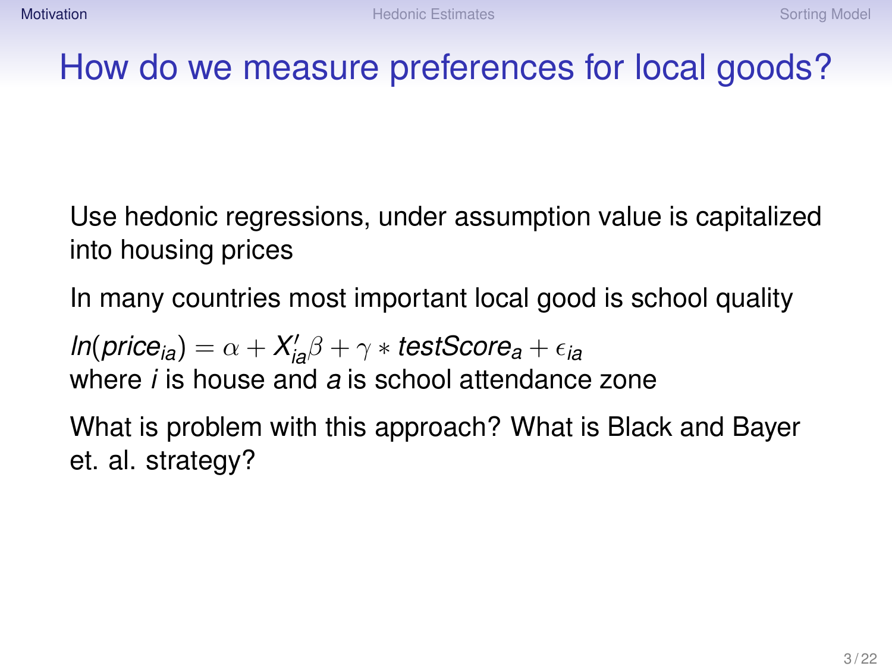# How do we measure preferences for local goods?

Use hedonic regressions, under assumption value is capitalized into housing prices

In many countries most important local good is school quality

$ln(price_{ia}) = \alpha + X_{ia}'\beta + \gamma * testScore_a + \epsilon_{ia}$
where $i$ is house and $a$ is school attendance zone

What is problem with this approach? What is Black and Bayer et. al. strategy?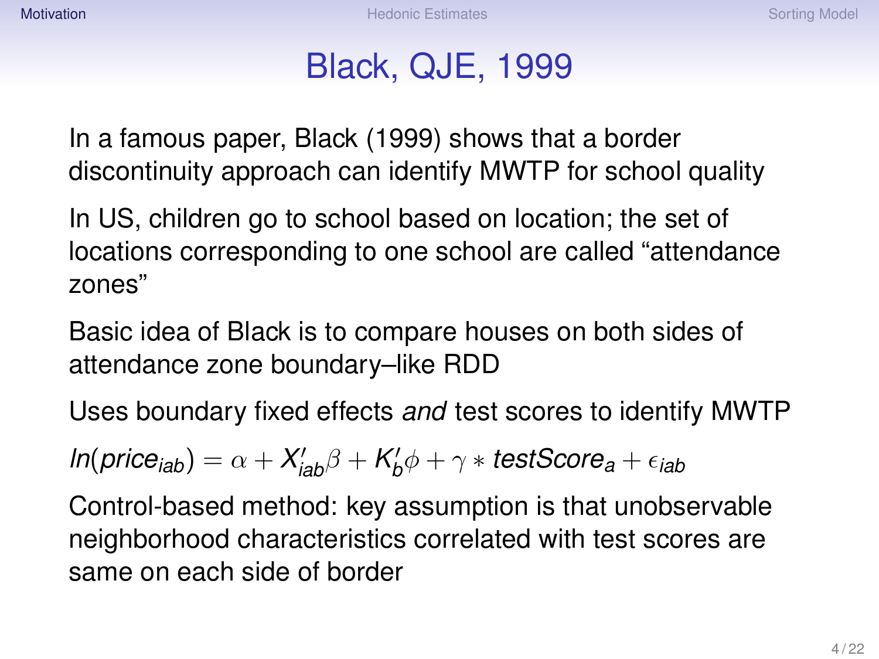# Black, QJE, 1999

In a famous paper, Black (1999) shows that a border discontinuity approach can identify MWTP for school quality

In US, children go to school based on location; the set of locations corresponding to one school are called “attendance zones”

Basic idea of Black is to compare houses on both sides of attendance zone boundary–like RDD

Uses boundary fixed effects *and* test scores to identify MWTP

$$ln(price_{iab}) = \alpha + X'_{iab}\beta + K'_{b}\phi + \gamma * testScore_{a} + \epsilon_{iab}$$

Control-based method: key assumption is that unobservable neighborhood characteristics correlated with test scores are same on each side of border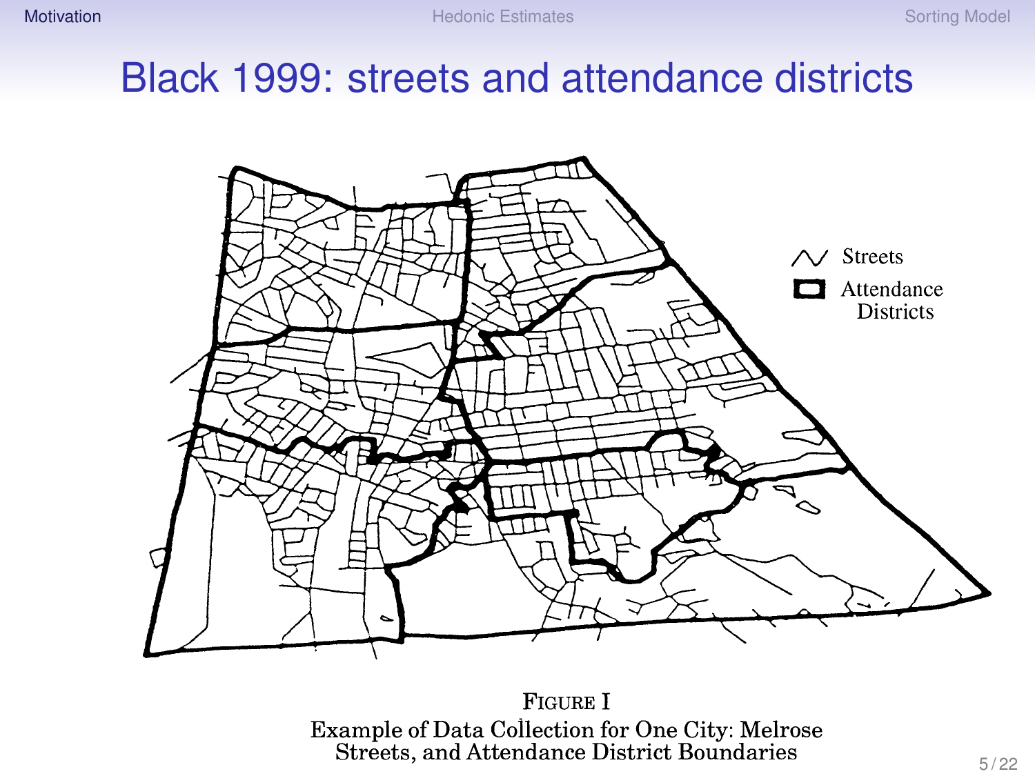# Black 1999: streets and attendance districts

Streets

Attendance Districts

FIGURE I
Example of Data Collection for One City: Melrose Streets, and Attendance District Boundaries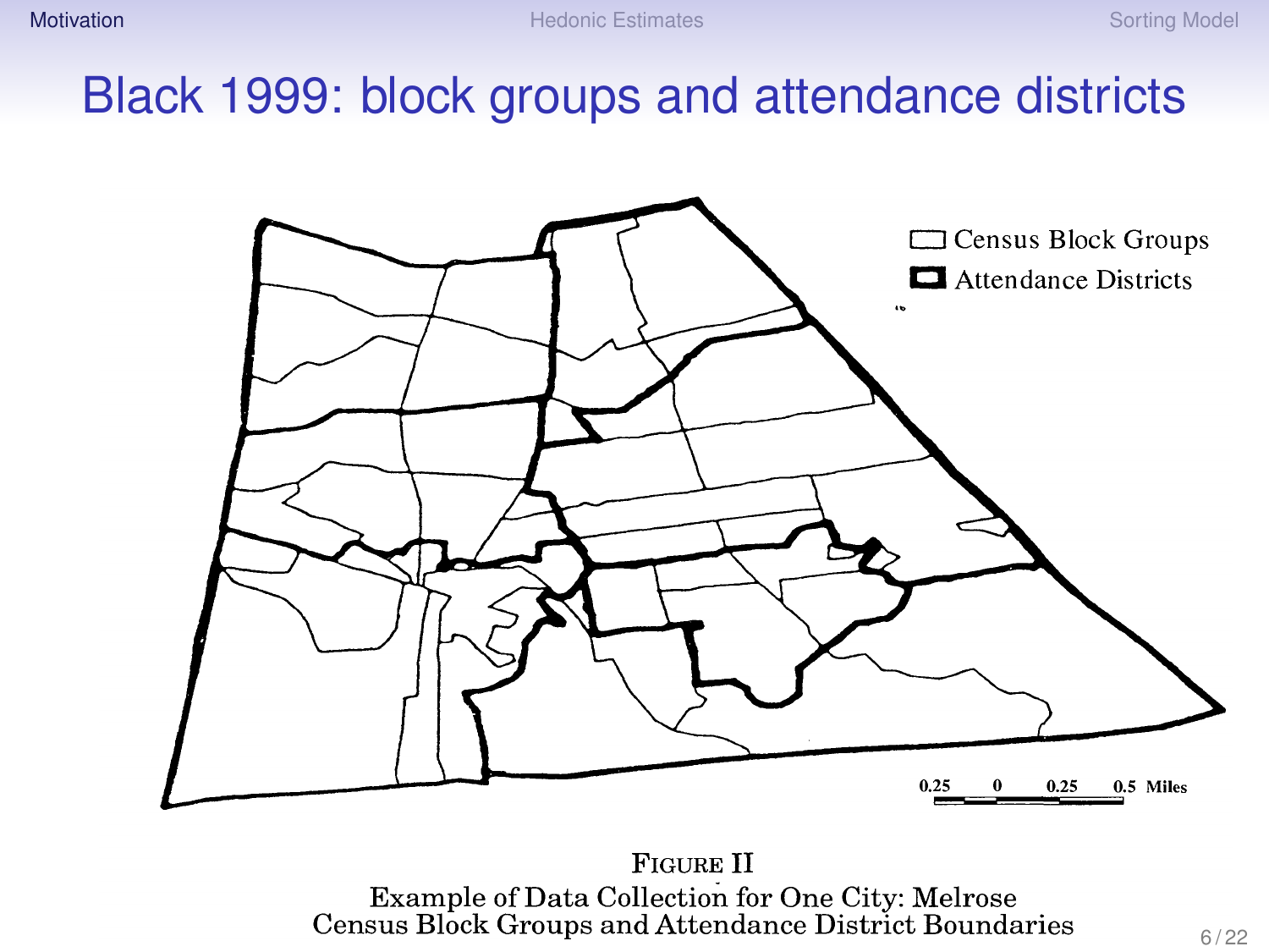# Black 1999: block groups and attendance districts

Census Block Groups

Attendance Districts

0.25 0 0.25 0.5 Miles

FIGURE II

Example of Data Collection for One City: Melrose
Census Block Groups and Attendance District Boundaries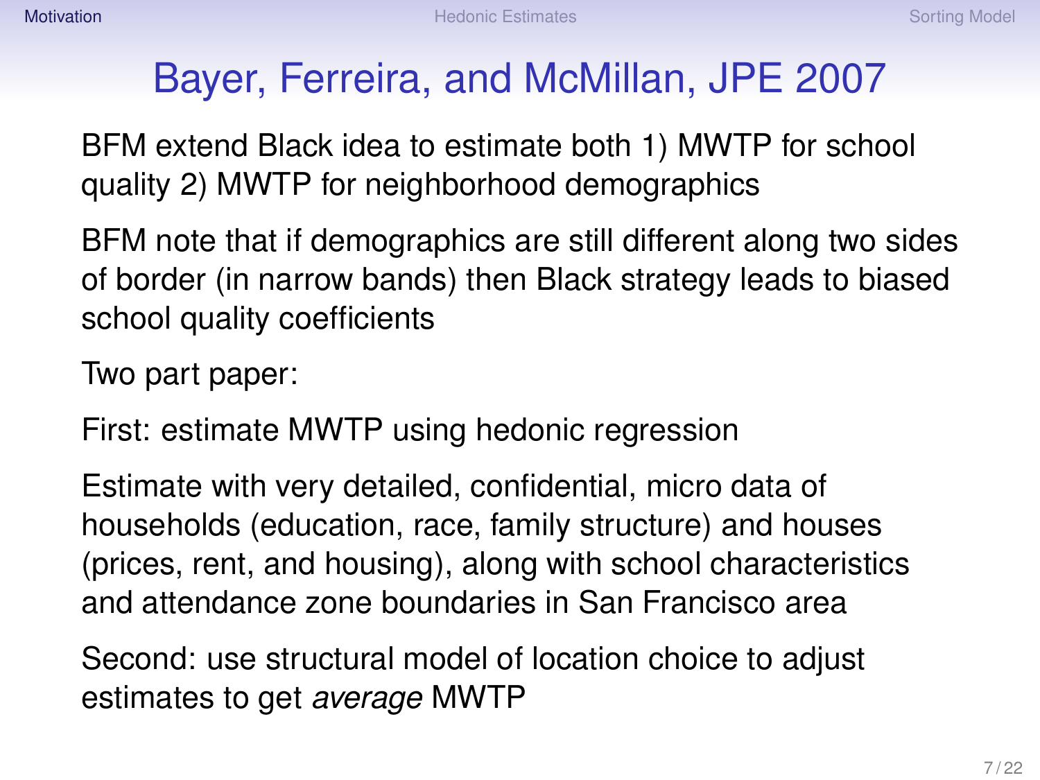# Bayer, Ferreira, and McMillan, JPE 2007

BFM extend Black idea to estimate both 1) MWTP for school quality 2) MWTP for neighborhood demographics

BFM note that if demographics are still different along two sides of border (in narrow bands) then Black strategy leads to biased school quality coefficients

Two part paper:

First: estimate MWTP using hedonic regression

Estimate with very detailed, confidential, micro data of households (education, race, family structure) and houses (prices, rent, and housing), along with school characteristics and attendance zone boundaries in San Francisco area

Second: use structural model of location choice to adjust estimates to get *average* MWTP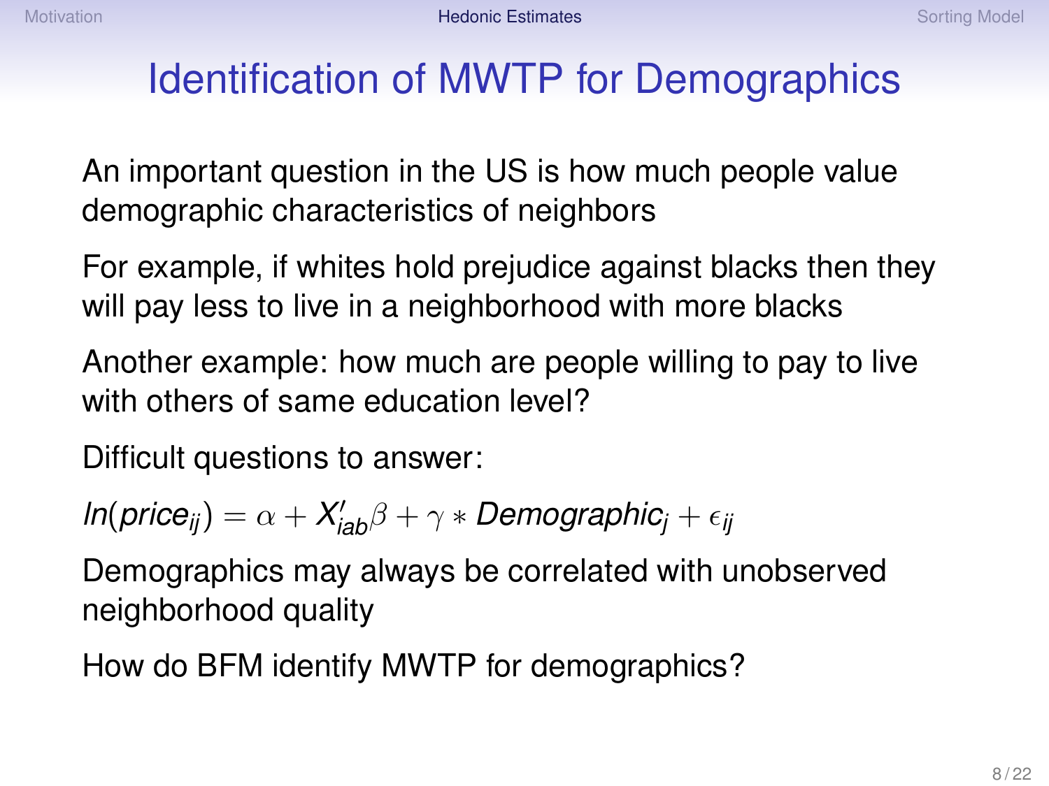# Identification of MWTP for Demographics

An important question in the US is how much people value demographic characteristics of neighbors

For example, if whites hold prejudice against blacks then they will pay less to live in a neighborhood with more blacks

Another example: how much are people willing to pay to live with others of same education level?

Difficult questions to answer:

$$ln(price_{ij}) = \alpha + X'_{iab}\beta + \gamma * Demographic_j + \epsilon_{ij}$$

Demographics may always be correlated with unobserved neighborhood quality

How do BFM identify MWTP for demographics?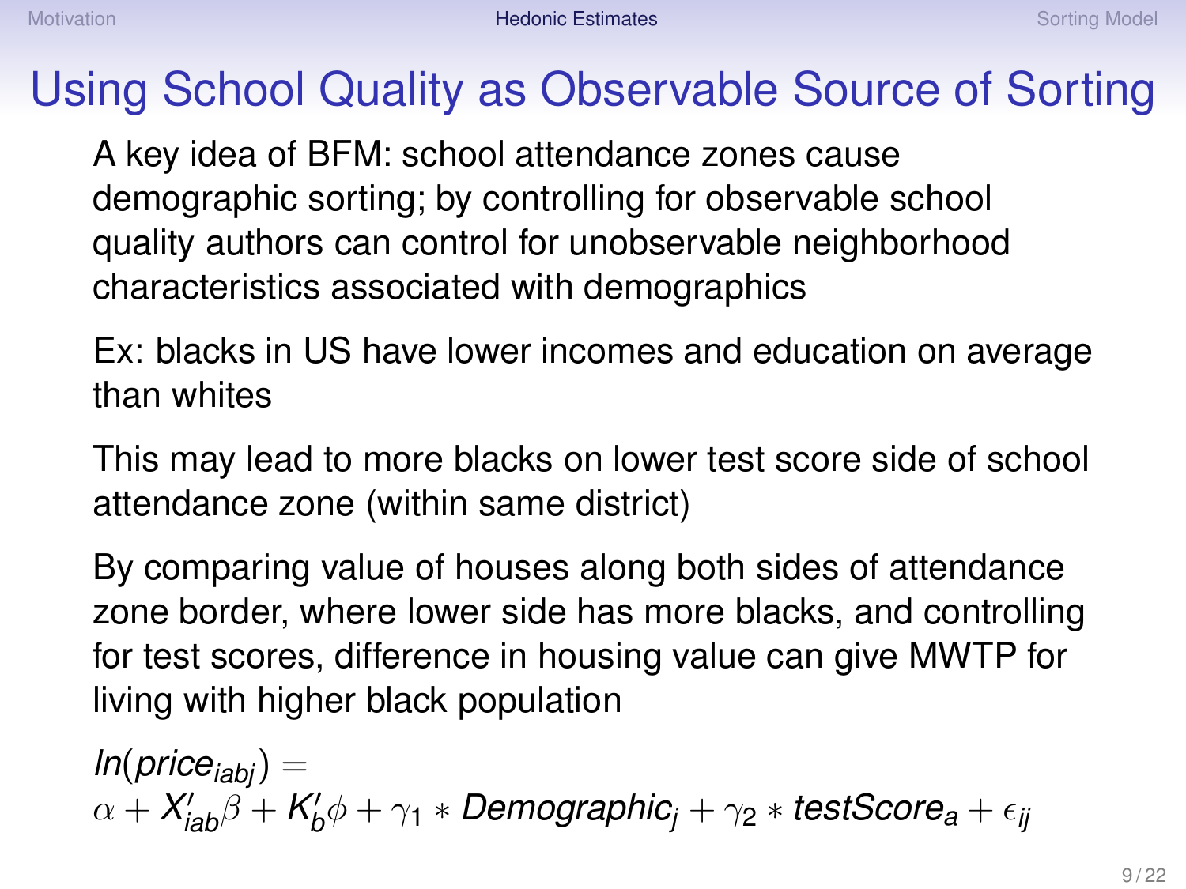# Using School Quality as Observable Source of Sorting

A key idea of BFM: school attendance zones cause demographic sorting; by controlling for observable school quality authors can control for unobservable neighborhood characteristics associated with demographics

Ex: blacks in US have lower incomes and education on average than whites

This may lead to more blacks on lower test score side of school attendance zone (within same district)

By comparing value of houses along both sides of attendance zone border, where lower side has more blacks, and controlling for test scores, difference in housing value can give MWTP for living with higher black population

$$In(price_{iabj}) = \alpha + X'_{iab}\beta + K'_{b}\phi + \gamma_1 * Demographic_j + \gamma_2 * testScore_a + \epsilon_{ij}$$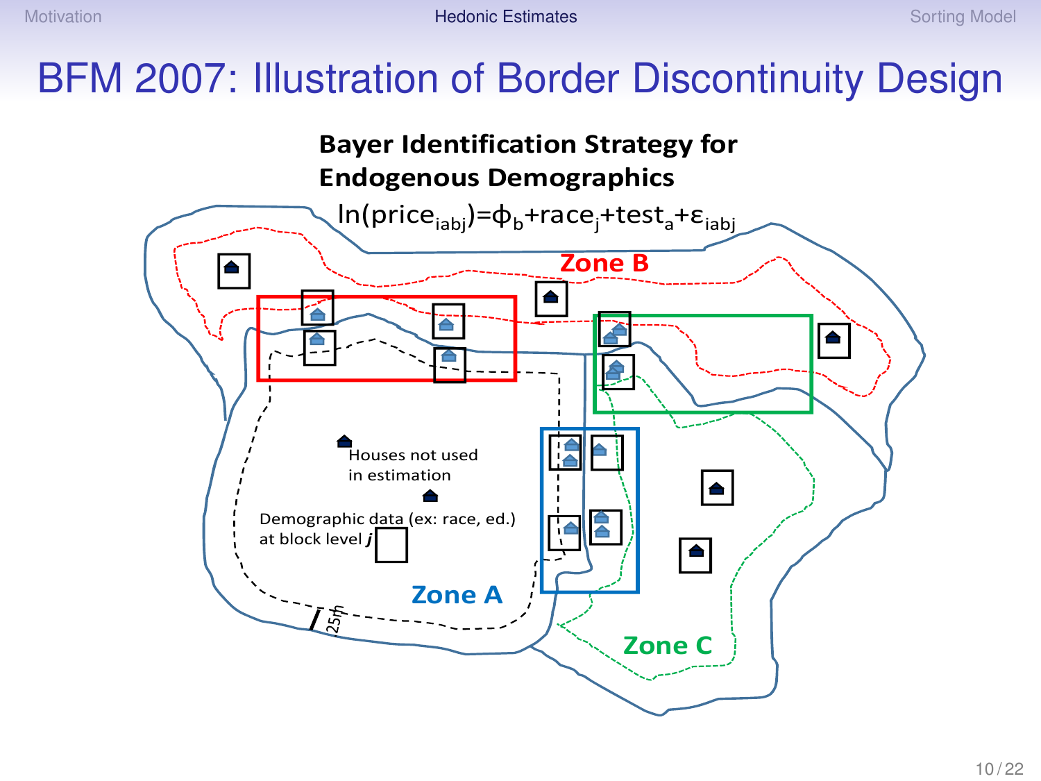# BFM 2007: Illustration of Border Discontinuity Design

**Bayer Identification Strategy for Endogenous Demographics**

$$\ln(\text{price}_{iabj}) = \phi_b + \text{race}_j + \text{test}_a + \varepsilon_{iabj}$$

Zone B

Zone A

Zone C

Houses not used in estimation

Demographic data (ex: race, ed.) at block level *j*

25ft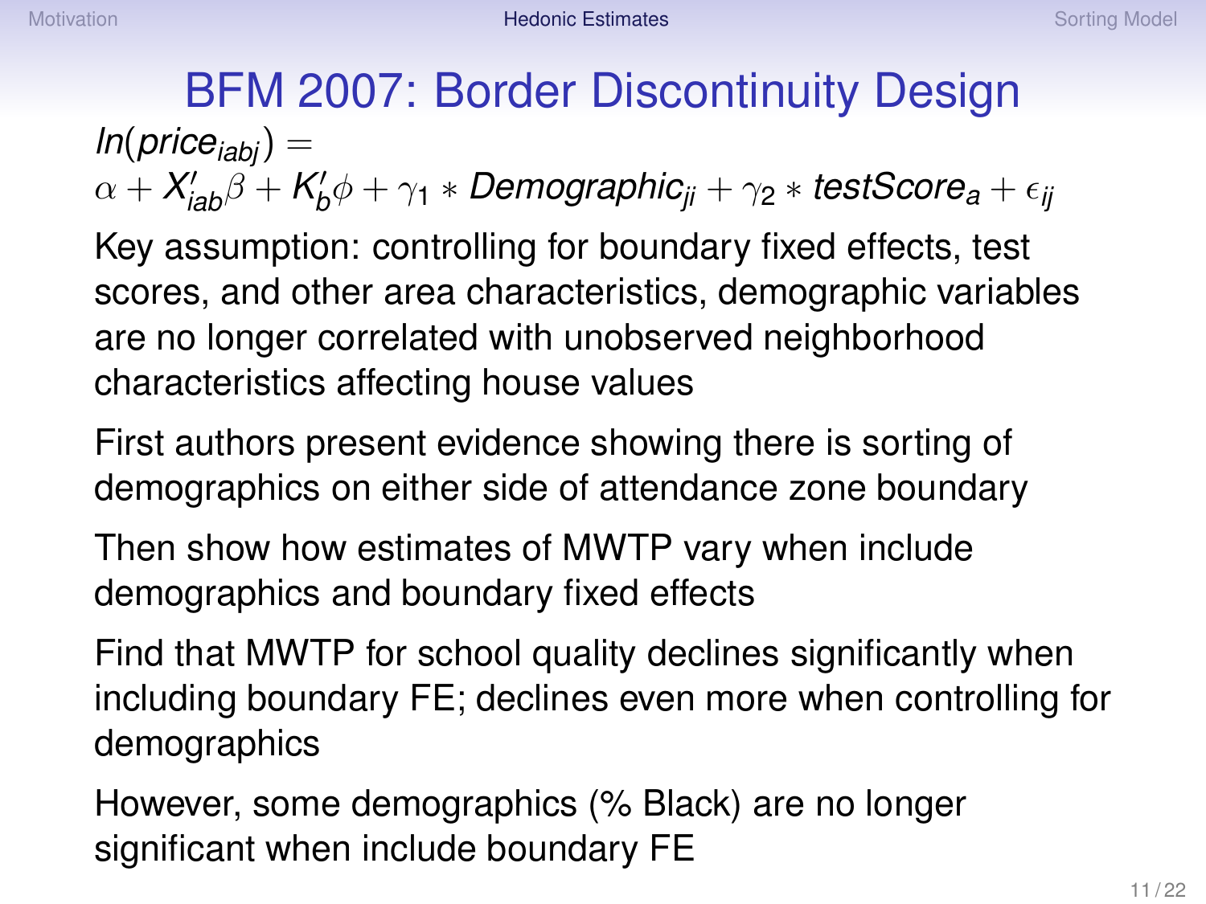# BFM 2007: Border Discontinuity Design

$$ln(price_{iabj}) = \alpha + X'_{iab}\beta + K'_b\phi + \gamma_1 * Demographic_{ji} + \gamma_2 * testScore_a + \epsilon_{ij}$$

Key assumption: controlling for boundary fixed effects, test scores, and other area characteristics, demographic variables are no longer correlated with unobserved neighborhood characteristics affecting house values

First authors present evidence showing there is sorting of demographics on either side of attendance zone boundary

Then show how estimates of MWTP vary when include demographics and boundary fixed effects

Find that MWTP for school quality declines significantly when including boundary FE; declines even more when controlling for demographics

However, some demographics (% Black) are no longer significant when include boundary FE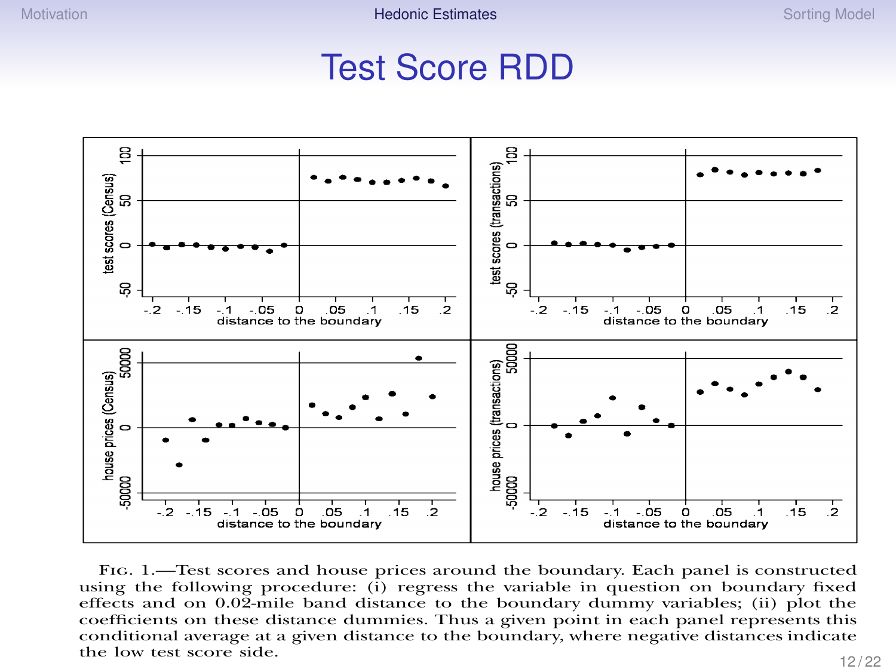# Test Score RDD

FIG. 1.—Test scores and house prices around the boundary. Each panel is constructed using the following procedure: (i) regress the variable in question on boundary fixed effects and on 0.02-mile band distance to the boundary dummy variables; (ii) plot the coefficients on these distance dummies. Thus a given point in each panel represents this conditional average at a given distance to the boundary, where negative distances indicate the low test score side.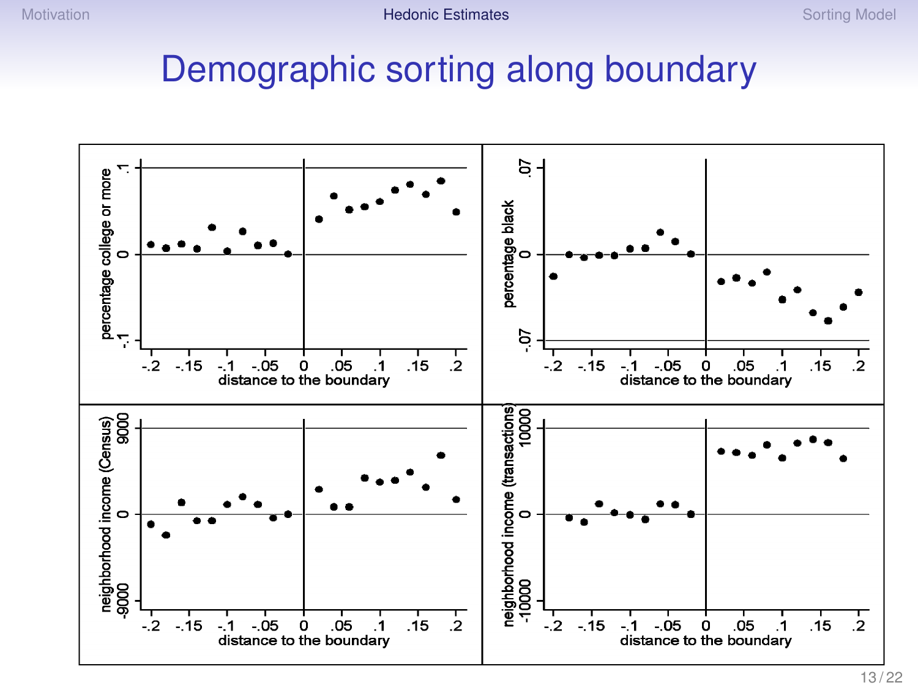# Demographic sorting along boundary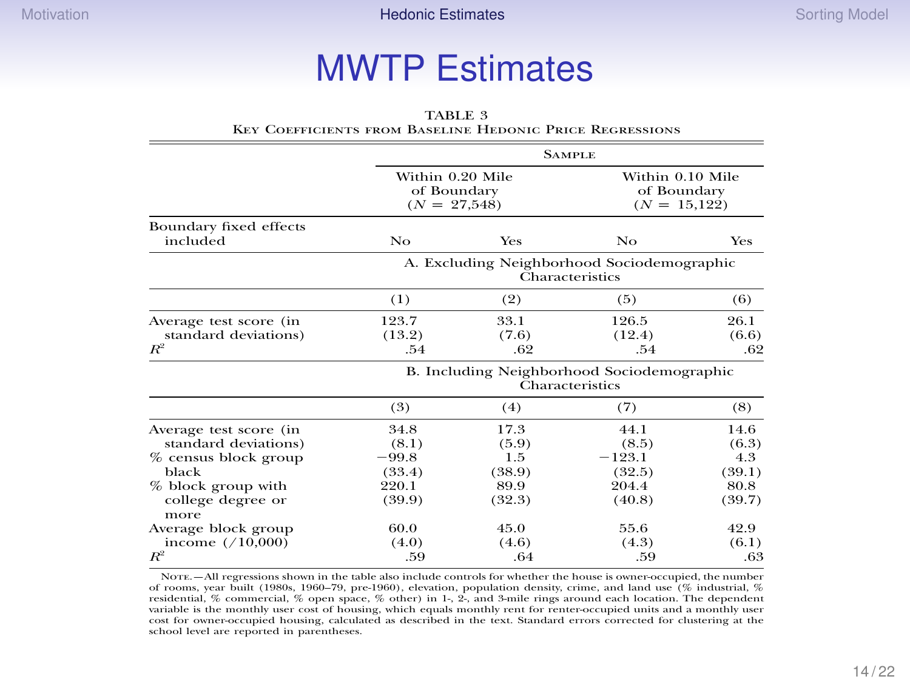# MWTP Estimates

TABLE 3
KEY COEFFICIENTS FROM BASELINE HEDONIC PRICE REGRESSIONS

| | Sample | | | |
|---|---|---|---|---|
| | Within 0.20 Mile of Boundary ($N$ = 27,548) | | Within 0.10 Mile of Boundary ($N$ = 15,122) | |
| Boundary fixed effects included | No | Yes | No | Yes |
| | **A. Excluding Neighborhood Sociodemographic Characteristics** | | | |
| | (1) | (2) | (5) | (6) |
| Average test score (in standard deviations) | 123.7 (13.2) | 33.1 (7.6) | 126.5 (12.4) | 26.1 (6.6) |
| $R^2$ | .54 | .62 | .54 | .62 |
| | **B. Including Neighborhood Sociodemographic Characteristics** | | | |
| | (3) | (4) | (7) | (8) |
| Average test score (in standard deviations) | 34.8 (8.1) | 17.3 (5.9) | 44.1 (8.5) | 14.6 (6.3) |
| % census block group black | −99.8 (33.4) | 1.5 (38.9) | −123.1 (32.5) | 4.3 (39.1) |
| % block group with college degree or more | 220.1 (39.9) | 89.9 (32.3) | 204.4 (40.8) | 80.8 (39.7) |
| Average block group income (/10,000) | 60.0 (4.0) | 45.0 (4.6) | 55.6 (4.3) | 42.9 (6.1) |
| $R^2$ | .59 | .64 | .59 | .63 |

NOTE.—All regressions shown in the table also include controls for whether the house is owner-occupied, the number of rooms, year built (1980s, 1960–79, pre-1960), elevation, population density, crime, and land use (% industrial, % residential, % commercial, % open space, % other) in 1-, 2-, and 3-mile rings around each location. The dependent variable is the monthly user cost of housing, which equals monthly rent for renter-occupied units and a monthly user cost for owner-occupied housing, calculated as described in the text. Standard errors corrected for clustering at the school level are reported in parentheses.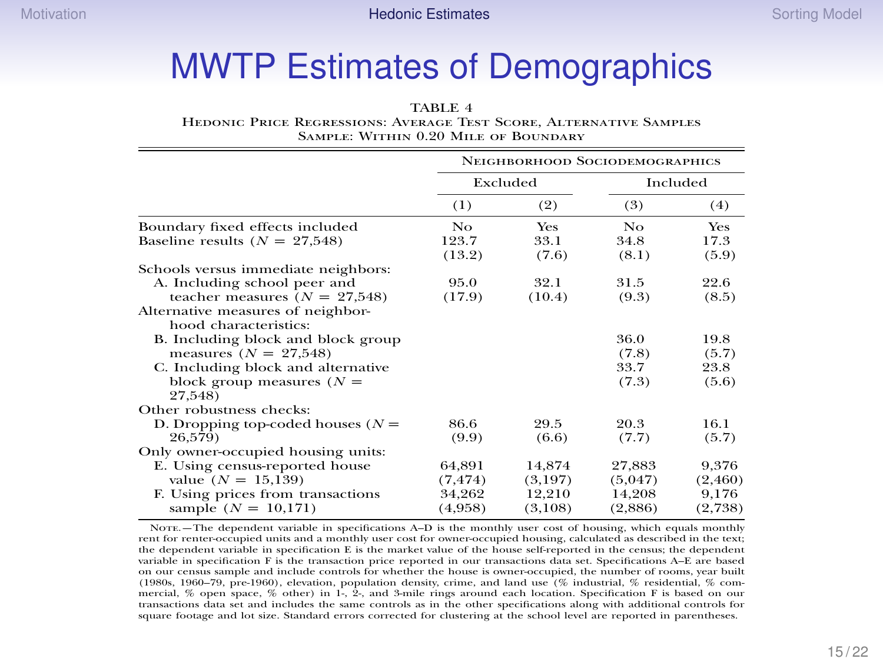# MWTP Estimates of Demographics

TABLE 4

Hedonic Price Regressions: Average Test Score, Alternative Samples
Sample: Within 0.20 Mile of Boundary

| | Neighborhood Sociodemographics | | | |
|---|---|---|---|---|
| | Excluded | | Included | |
| | (1) | (2) | (3) | (4) |
| Boundary fixed effects included | No | Yes | No | Yes |
| Baseline results ($N$ = 27,548) | 123.7 | 33.1 | 34.8 | 17.3 |
| | (13.2) | (7.6) | (8.1) | (5.9) |
| Schools versus immediate neighbors: | | | | |
| A. Including school peer and teacher measures ($N$ = 27,548) | 95.0 | 32.1 | 31.5 | 22.6 |
| | (17.9) | (10.4) | (9.3) | (8.5) |
| Alternative measures of neighborhood characteristics: | | | | |
| B. Including block and block group measures ($N$ = 27,548) | | | 36.0 | 19.8 |
| | | | (7.8) | (5.7) |
| C. Including block and alternative block group measures ($N$ = 27,548) | | | 33.7 | 23.8 |
| | | | (7.3) | (5.6) |
| Other robustness checks: | | | | |
| D. Dropping top-coded houses ($N$ = 26,579) | 86.6 | 29.5 | 20.3 | 16.1 |
| | (9.9) | (6.6) | (7.7) | (5.7) |
| Only owner-occupied housing units: | | | | |
| E. Using census-reported house value ($N$ = 15,139) | 64,891 | 14,874 | 27,883 | 9,376 |
| | (7,474) | (3,197) | (5,047) | (2,460) |
| F. Using prices from transactions sample ($N$ = 10,171) | 34,262 | 12,210 | 14,208 | 9,176 |
| | (4,958) | (3,108) | (2,886) | (2,738) |

Note.—The dependent variable in specifications A–D is the monthly user cost of housing, which equals monthly rent for renter-occupied units and a monthly user cost for owner-occupied housing, calculated as described in the text; the dependent variable in specification E is the market value of the house self-reported in the census; the dependent variable in specification F is the transaction price reported in our transactions data set. Specifications A–E are based on our census sample and include controls for whether the house is owner-occupied, the number of rooms, year built (1980s, 1960–79, pre-1960), elevation, population density, crime, and land use (% industrial, % residential, % commercial, % open space, % other) in 1-, 2-, and 3-mile rings around each location. Specification F is based on our transactions data set and includes the same controls as in the other specifications along with additional controls for square footage and lot size. Standard errors corrected for clustering at the school level are reported in parentheses.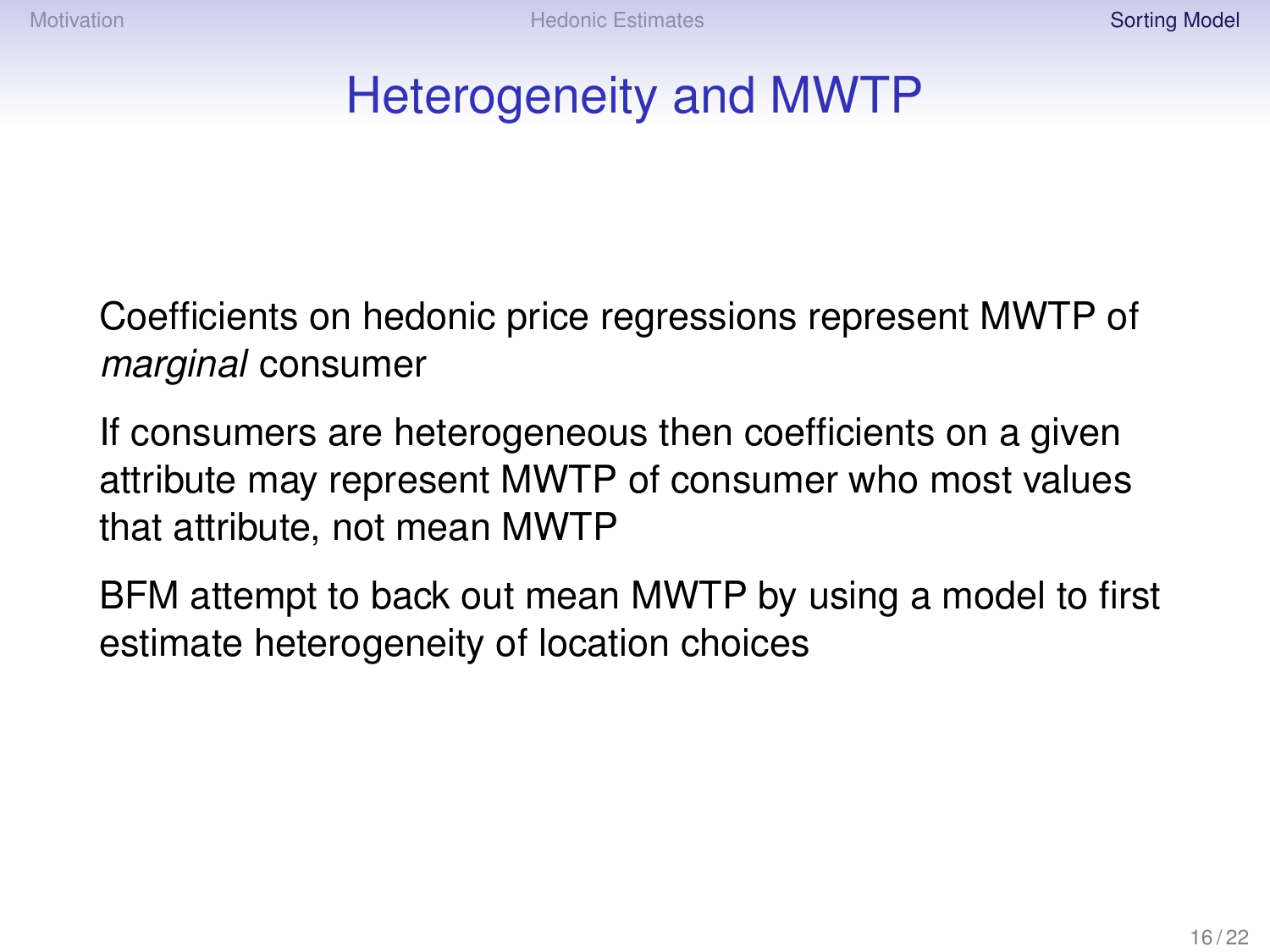# Heterogeneity and MWTP

Coefficients on hedonic price regressions represent MWTP of *marginal* consumer

If consumers are heterogeneous then coefficients on a given attribute may represent MWTP of consumer who most values that attribute, not mean MWTP

BFM attempt to back out mean MWTP by using a model to first estimate heterogeneity of location choices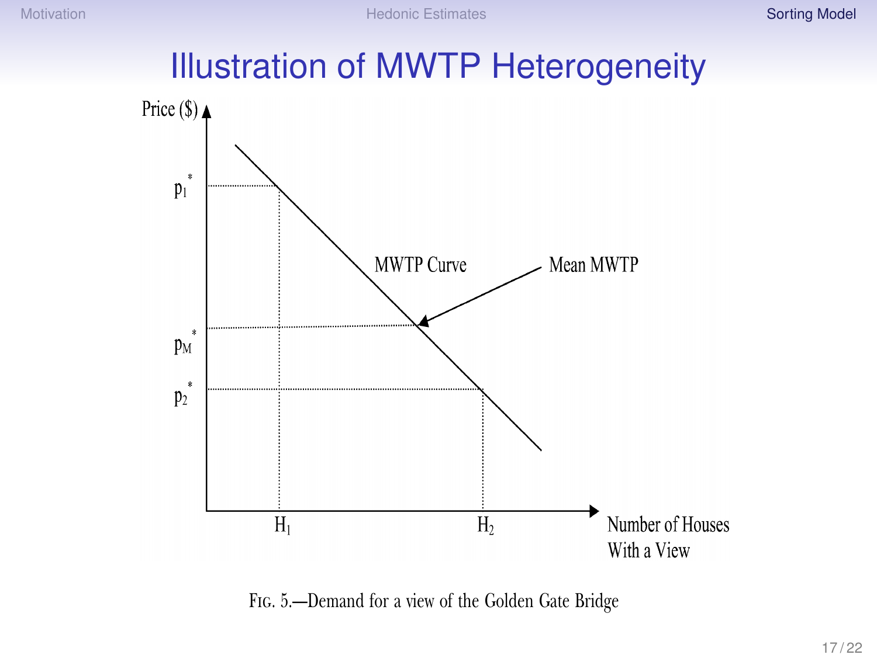# Illustration of MWTP Heterogeneity

Price ($)

$p_1^*$

$p_M^*$

$p_2^*$

MWTP Curve

Mean MWTP

$H_1$

$H_2$

Number of Houses With a View

FIG. 5.—Demand for a view of the Golden Gate Bridge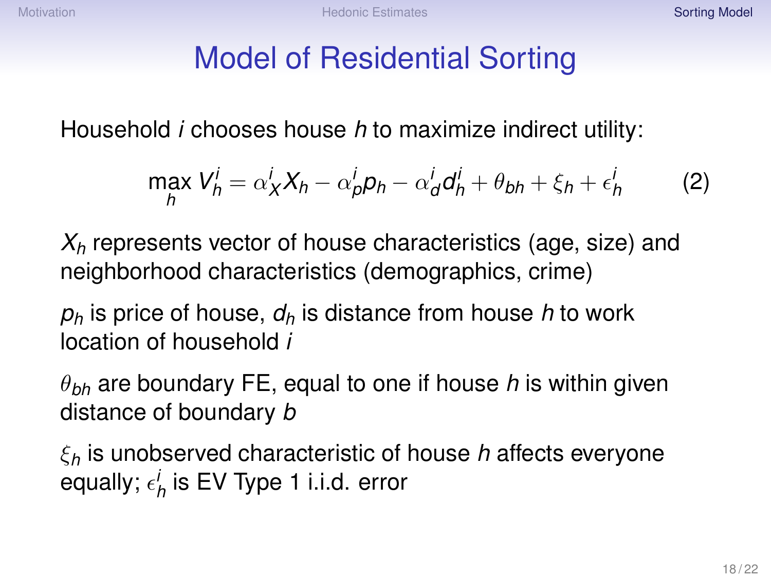# Model of Residential Sorting

Household $i$ chooses house $h$ to maximize indirect utility:

$$\max_h V_h^i = \alpha_X^i X_h - \alpha_p^i p_h - \alpha_d^i d_h^i + \theta_{bh} + \xi_h + \epsilon_h^i \qquad (2)$$

$X_h$ represents vector of house characteristics (age, size) and neighborhood characteristics (demographics, crime)

$p_h$ is price of house, $d_h$ is distance from house $h$ to work location of household $i$

$\theta_{bh}$ are boundary FE, equal to one if house $h$ is within given distance of boundary $b$

$\xi_h$ is unobserved characteristic of house $h$ affects everyone equally; $\epsilon_h^i$ is EV Type 1 i.i.d. error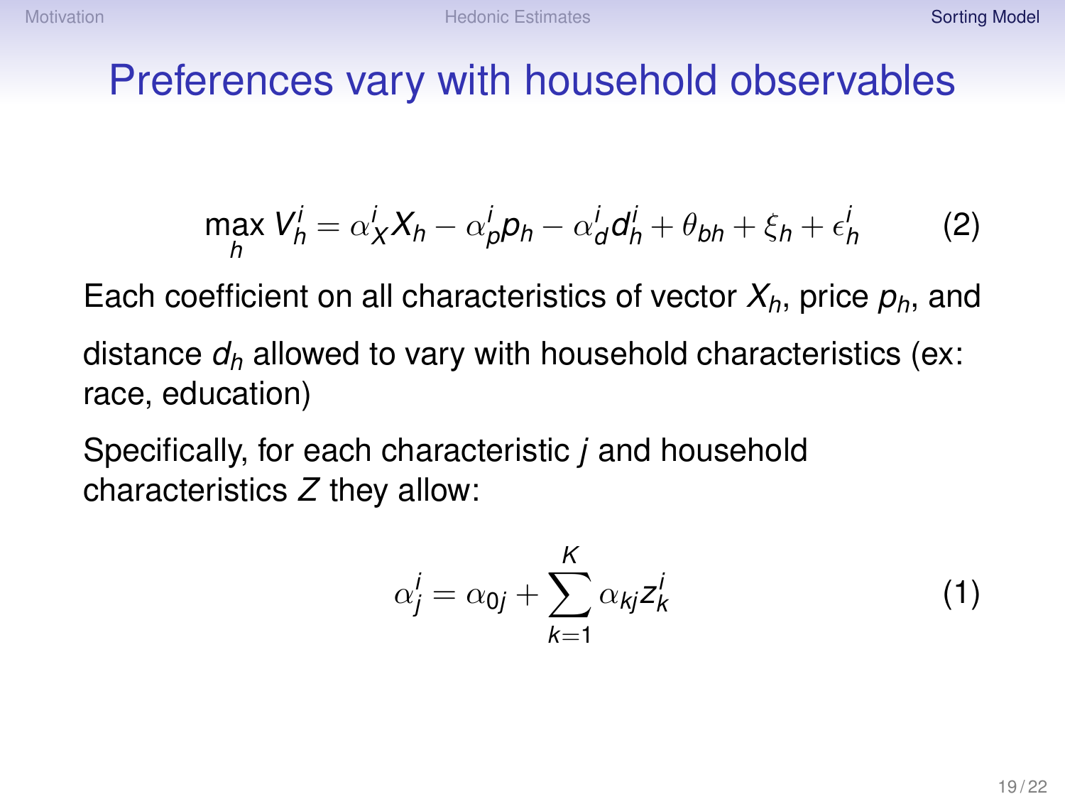# Preferences vary with household observables

$$\max_h V_h^i = \alpha_X^i X_h - \alpha_p^i p_h - \alpha_d^i d_h^i + \theta_{bh} + \xi_h + \epsilon_h^i \tag{2}$$

Each coefficient on all characteristics of vector $X_h$, price $p_h$, and distance $d_h$ allowed to vary with household characteristics (ex: race, education)

Specifically, for each characteristic $j$ and household characteristics $Z$ they allow:

$$\alpha_j^i = \alpha_{0j} + \sum_{k=1}^{K} \alpha_{kj} z_k^i \tag{1}$$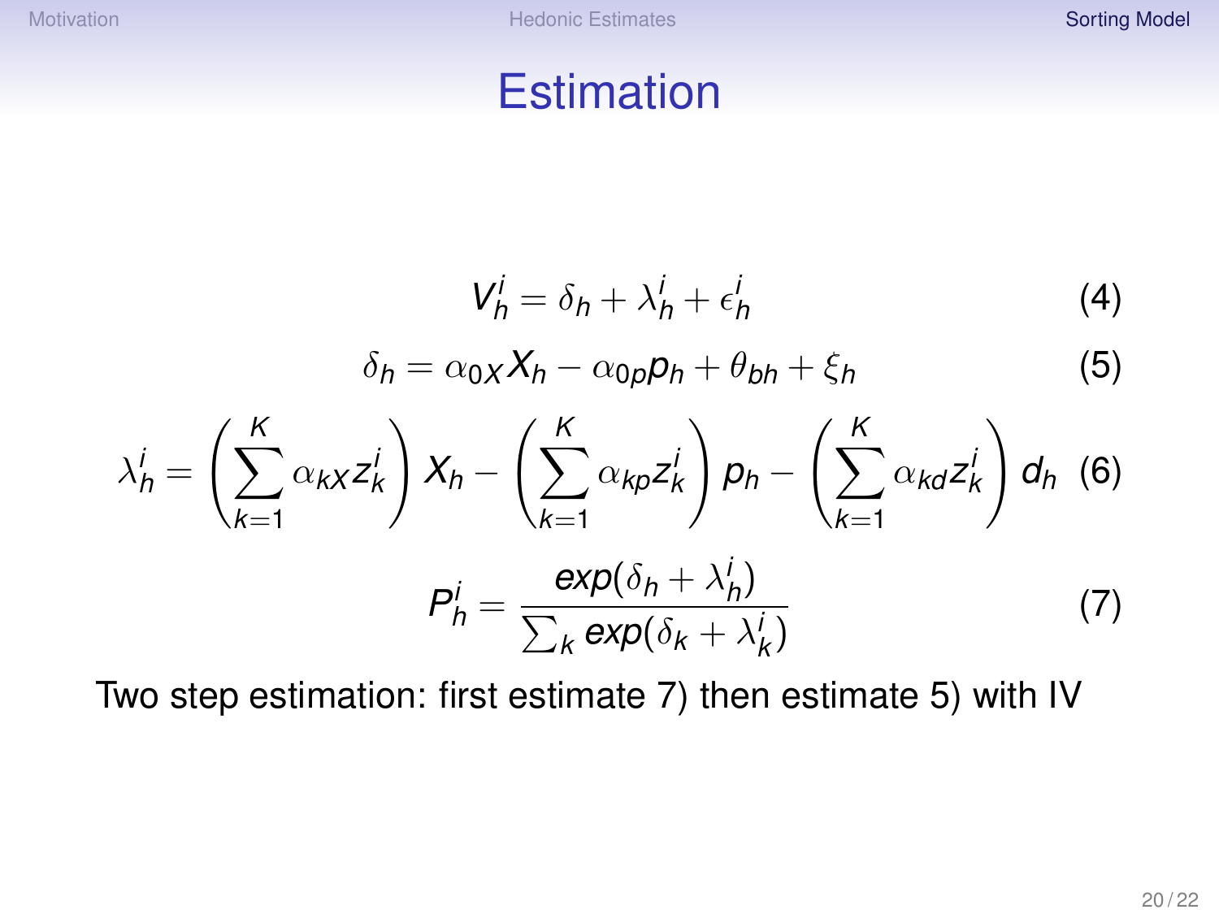# Estimation

$$V_h^i = \delta_h + \lambda_h^i + \epsilon_h^i \tag{4}$$

$$\delta_h = \alpha_{0X} X_h - \alpha_{0p} p_h + \theta_{bh} + \xi_h \tag{5}$$

$$\lambda_h^i = \left( \sum_{k=1}^{K} \alpha_{kX} z_k^i \right) X_h - \left( \sum_{k=1}^{K} \alpha_{kp} z_k^i \right) p_h - \left( \sum_{k=1}^{K} \alpha_{kd} z_k^i \right) d_h \tag{6}$$

$$P_h^i = \frac{exp(\delta_h + \lambda_h^i)}{\sum_k exp(\delta_k + \lambda_k^i)} \tag{7}$$

Two step estimation: first estimate 7) then estimate 5) with IV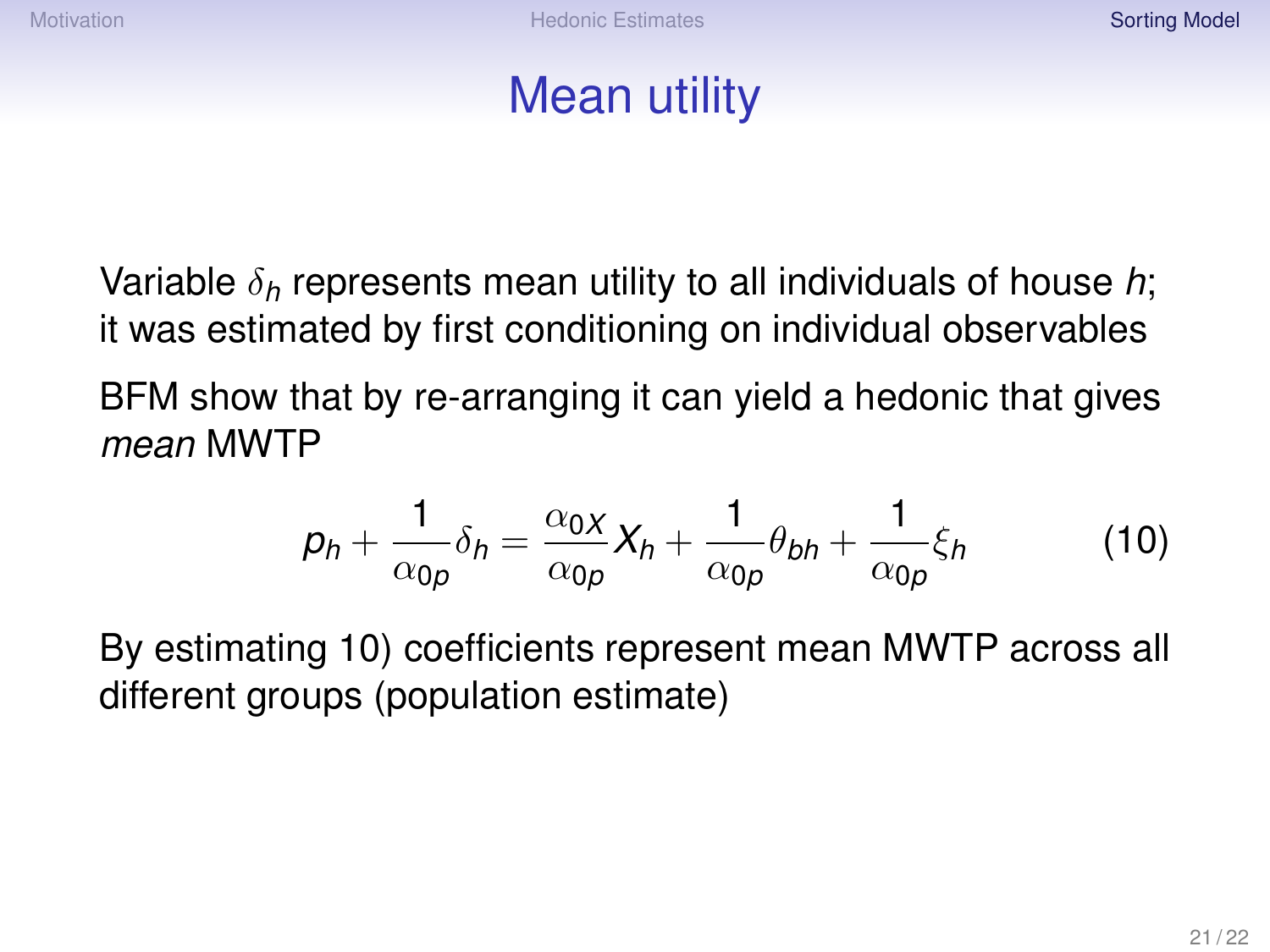# Mean utility

Variable $\delta_h$ represents mean utility to all individuals of house $h$; it was estimated by first conditioning on individual observables

BFM show that by re-arranging it can yield a hedonic that gives *mean* MWTP

$$p_h + \frac{1}{\alpha_{0p}}\delta_h = \frac{\alpha_{0X}}{\alpha_{0p}}X_h + \frac{1}{\alpha_{0p}}\theta_{bh} + \frac{1}{\alpha_{0p}}\xi_h \tag{10}$$

By estimating 10) coefficients represent mean MWTP across all different groups (population estimate)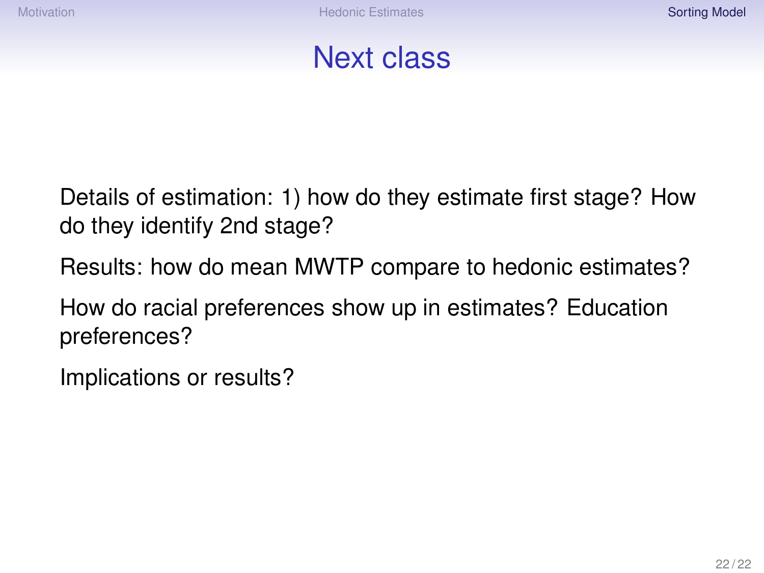# Next class

Details of estimation: 1) how do they estimate first stage? How do they identify 2nd stage?

Results: how do mean MWTP compare to hedonic estimates?

How do racial preferences show up in estimates? Education preferences?

Implications or results?